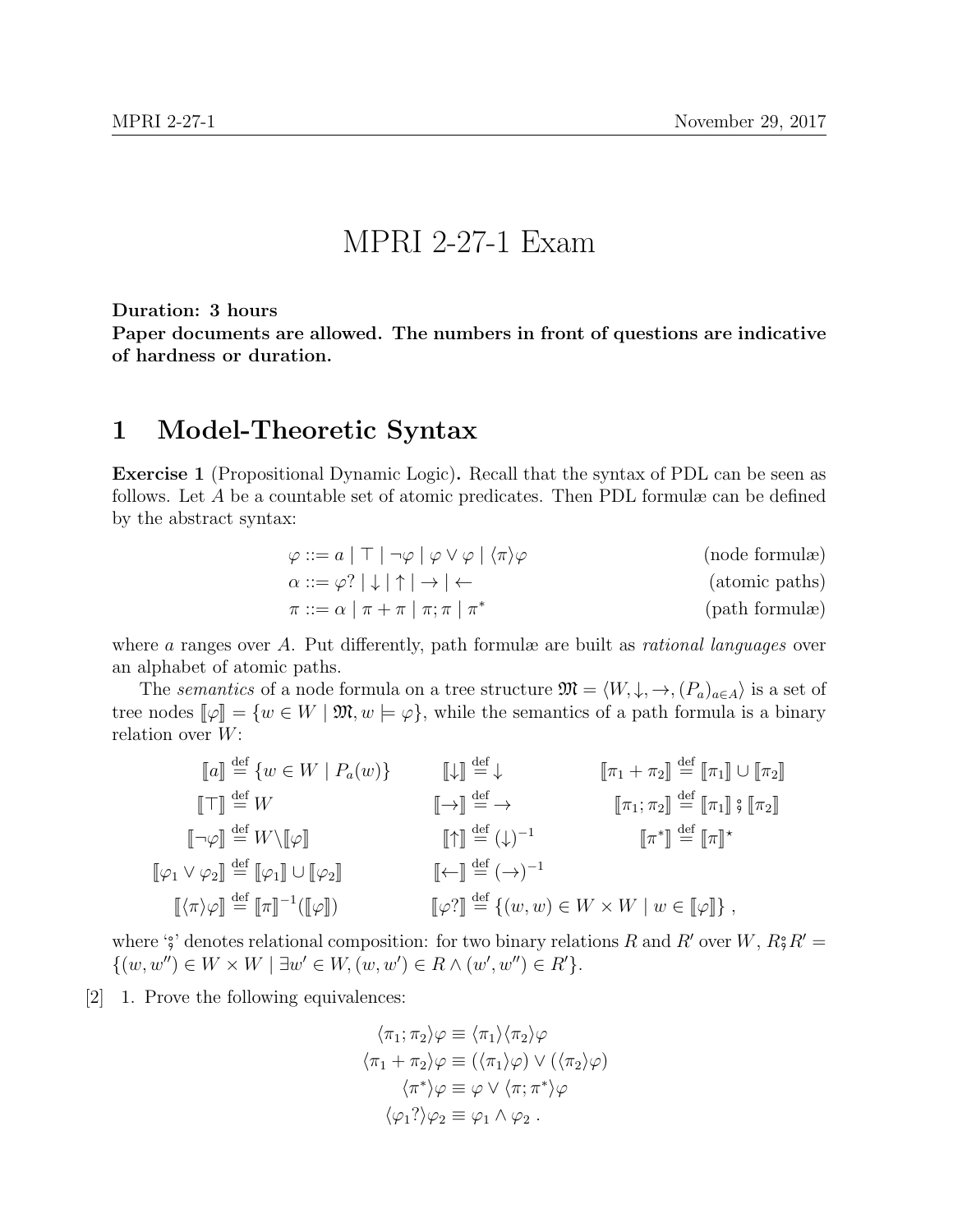# MPRI 2-27-1 Exam

**Duration: 3 hours**
**Paper documents are allowed. The numbers in front of questions are indicative of hardness or duration.**

## 1 Model-Theoretic Syntax

**Exercise 1** (Propositional Dynamic Logic)**.** Recall that the syntax of PDL can be seen as follows. Let $A$ be a countable set of atomic predicates. Then PDL formulæ can be defined by the abstract syntax:

$$\varphi ::= a \mid \top \mid \neg\varphi \mid \varphi \vee \varphi \mid \langle\pi\rangle\varphi \qquad \text{(node formulæ)}$$

$$\alpha ::= \varphi? \mid \downarrow \mid \uparrow \mid \rightarrow \mid \leftarrow \qquad \text{(atomic paths)}$$

$$\pi ::= \alpha \mid \pi + \pi \mid \pi;\pi \mid \pi^* \qquad \text{(path formulæ)}$$

where $a$ ranges over $A$. Put differently, path formulæ are built as *rational languages* over an alphabet of atomic paths.

The *semantics* of a node formula on a tree structure $\mathfrak{M} = \langle W, \downarrow, \rightarrow, (P_a)_{a\in A}\rangle$ is a set of tree nodes $[\![\varphi]\!] = \{w \in W \mid \mathfrak{M}, w \models \varphi\}$, while the semantics of a path formula is a binary relation over $W$:

$$[\![a]\!] \stackrel{\text{def}}{=} \{w \in W \mid P_a(w)\} \qquad [\![\downarrow]\!] \stackrel{\text{def}}{=} \downarrow \qquad [\![\pi_1 + \pi_2]\!] \stackrel{\text{def}}{=} [\![\pi_1]\!] \cup [\![\pi_2]\!]$$

$$[\![\top]\!] \stackrel{\text{def}}{=} W \qquad [\![\rightarrow]\!] \stackrel{\text{def}}{=} \rightarrow \qquad [\![\pi_1;\pi_2]\!] \stackrel{\text{def}}{=} [\![\pi_1]\!] \,⨾\, [\![\pi_2]\!]$$

$$[\![\neg\varphi]\!] \stackrel{\text{def}}{=} W \backslash [\![\varphi]\!] \qquad [\![\uparrow]\!] \stackrel{\text{def}}{=} (\downarrow)^{-1} \qquad [\![\pi^*]\!] \stackrel{\text{def}}{=} [\![\pi]\!]^\star$$

$$[\![\varphi_1 \vee \varphi_2]\!] \stackrel{\text{def}}{=} [\![\varphi_1]\!] \cup [\![\varphi_2]\!] \qquad [\![\leftarrow]\!] \stackrel{\text{def}}{=} (\rightarrow)^{-1}$$

$$[\![\langle\pi\rangle\varphi]\!] \stackrel{\text{def}}{=} [\![\pi]\!]^{-1}([\![\varphi]\!]) \qquad [\![\varphi?]\!] \stackrel{\text{def}}{=} \{(w,w) \in W \times W \mid w \in [\![\varphi]\!]\}\ ,$$

where '⨾' denotes relational composition: for two binary relations $R$ and $R'$ over $W$, $R ⨾ R' = \{(w, w'') \in W \times W \mid \exists w' \in W, (w, w') \in R \wedge (w', w'') \in R'\}$.

[2] 1. Prove the following equivalences:

$$\langle\pi_1;\pi_2\rangle\varphi \equiv \langle\pi_1\rangle\langle\pi_2\rangle\varphi$$

$$\langle\pi_1 + \pi_2\rangle\varphi \equiv (\langle\pi_1\rangle\varphi) \vee (\langle\pi_2\rangle\varphi)$$

$$\langle\pi^*\rangle\varphi \equiv \varphi \vee \langle\pi;\pi^*\rangle\varphi$$

$$\langle\varphi_1?\rangle\varphi_2 \equiv \varphi_1 \wedge \varphi_2\ .$$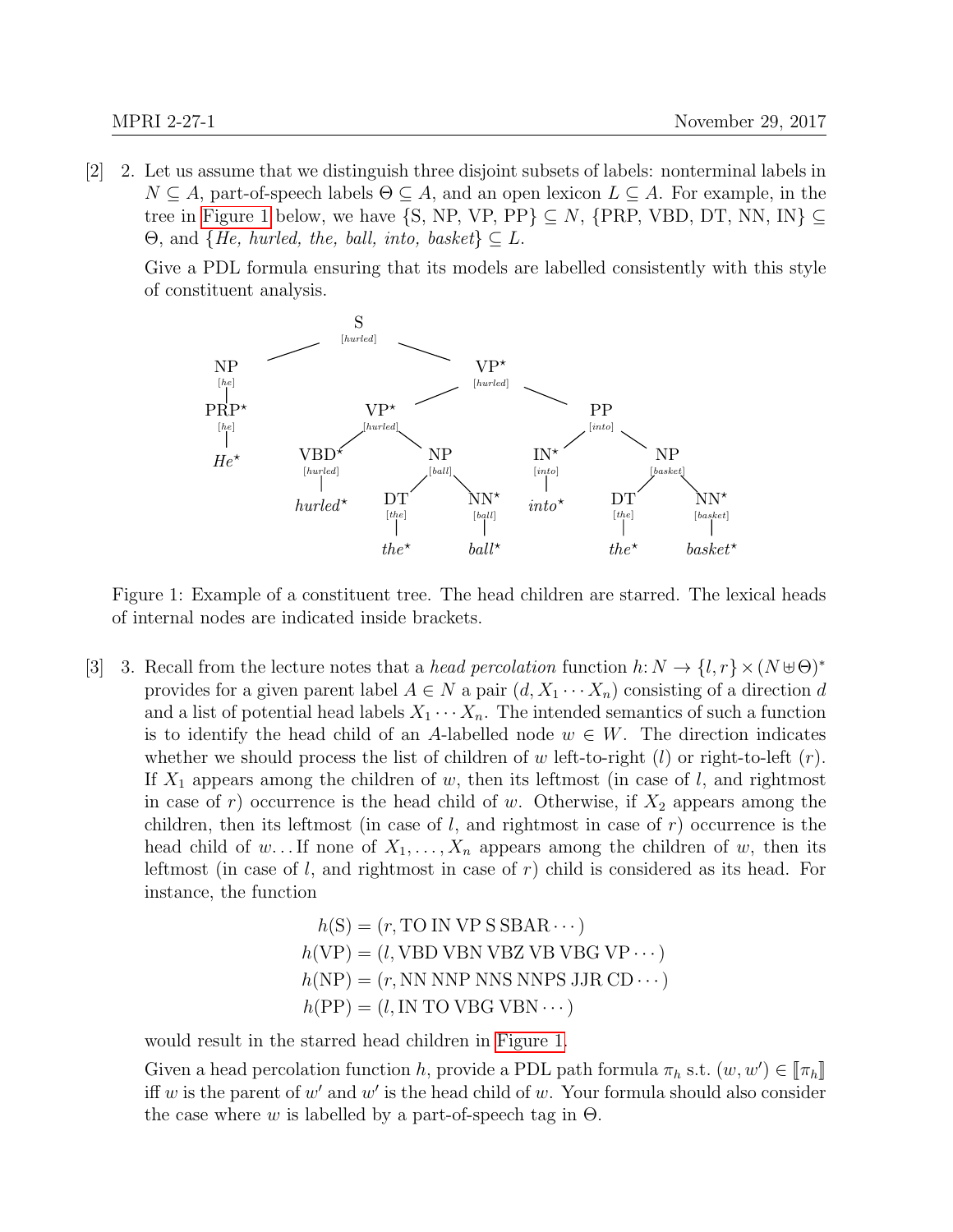[2] 2. Let us assume that we distinguish three disjoint subsets of labels: nonterminal labels in $N \subseteq A$, part-of-speech labels $\Theta \subseteq A$, and an open lexicon $L \subseteq A$. For example, in the tree in Figure 1 below, we have $\{\text{S, NP, VP, PP}\} \subseteq N$, $\{\text{PRP, VBD, DT, NN, IN}\} \subseteq \Theta$, and $\{\textit{He, hurled, the, ball, into, basket}\} \subseteq L$.

Give a PDL formula ensuring that its models are labelled consistently with this style of constituent analysis.

Figure 1: Example of a constituent tree. The head children are starred. The lexical heads of internal nodes are indicated inside brackets.

[3] 3. Recall from the lecture notes that a *head percolation* function $h\colon N \to \{l, r\} \times (N \uplus \Theta)^*$ provides for a given parent label $A \in N$ a pair $(d, X_1 \cdots X_n)$ consisting of a direction $d$ and a list of potential head labels $X_1 \cdots X_n$. The intended semantics of such a function is to identify the head child of an $A$-labelled node $w \in W$. The direction indicates whether we should process the list of children of $w$ left-to-right ($l$) or right-to-left ($r$). If $X_1$ appears among the children of $w$, then its leftmost (in case of $l$, and rightmost in case of $r$) occurrence is the head child of $w$. Otherwise, if $X_2$ appears among the children, then its leftmost (in case of $l$, and rightmost in case of $r$) occurrence is the head child of $w$... If none of $X_1, \ldots, X_n$ appears among the children of $w$, then its leftmost (in case of $l$, and rightmost in case of $r$) child is considered as its head. For instance, the function

$$
\begin{aligned}
h(\text{S}) &= (r, \text{TO IN VP S SBAR} \cdots) \\
h(\text{VP}) &= (l, \text{VBD VBN VBZ VB VBG VP} \cdots) \\
h(\text{NP}) &= (r, \text{NN NNP NNS NNPS JJR CD} \cdots) \\
h(\text{PP}) &= (l, \text{IN TO VBG VBN} \cdots)
\end{aligned}
$$

would result in the starred head children in Figure 1.

Given a head percolation function $h$, provide a PDL path formula $\pi_h$ s.t. $(w, w') \in [\![\pi_h]\!]$ iff $w$ is the parent of $w'$ and $w'$ is the head child of $w$. Your formula should also consider the case where $w$ is labelled by a part-of-speech tag in $\Theta$.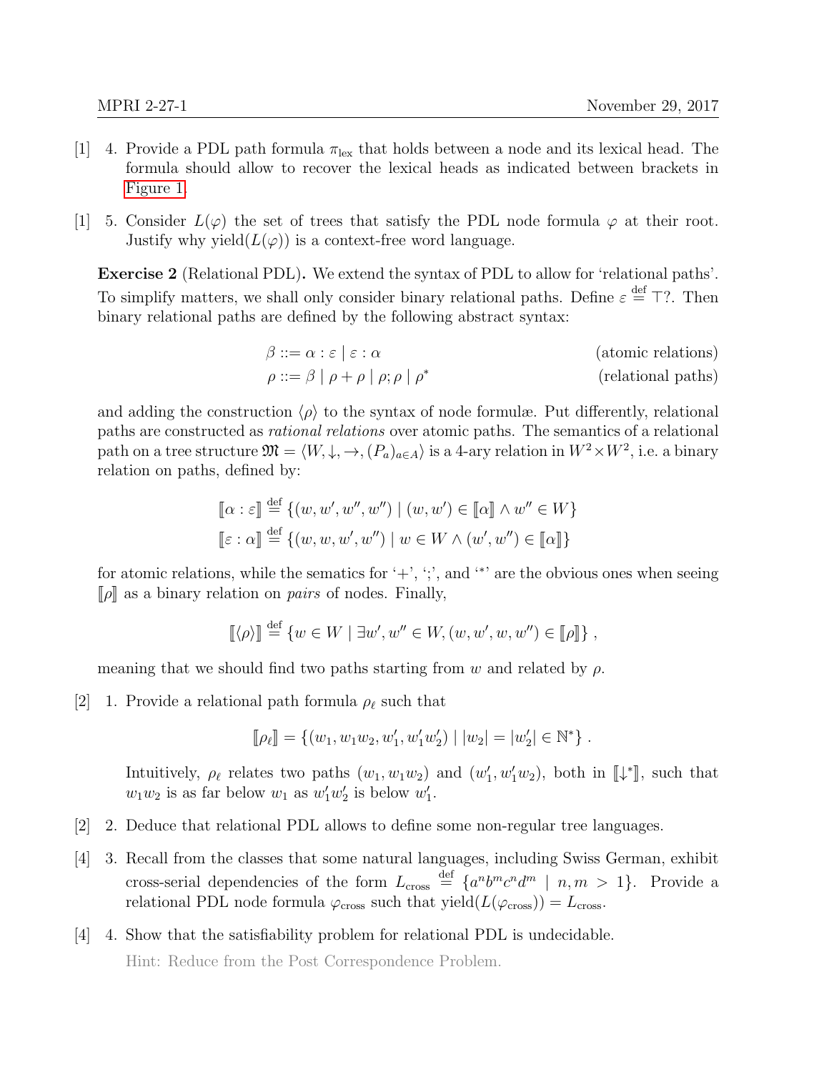[1] 4. Provide a PDL path formula $\pi_{\text{lex}}$ that holds between a node and its lexical head. The formula should allow to recover the lexical heads as indicated between brackets in Figure 1.

[1] 5. Consider $L(\varphi)$ the set of trees that satisfy the PDL node formula $\varphi$ at their root. Justify why $\text{yield}(L(\varphi))$ is a context-free word language.

**Exercise 2** (Relational PDL)**.** We extend the syntax of PDL to allow for 'relational paths'. To simplify matters, we shall only consider binary relational paths. Define $\varepsilon \stackrel{\text{def}}{=} \top?$. Then binary relational paths are defined by the following abstract syntax:

$$\beta ::= \alpha : \varepsilon \mid \varepsilon : \alpha \qquad \text{(atomic relations)}$$

$$\rho ::= \beta \mid \rho + \rho \mid \rho ; \rho \mid \rho^* \qquad \text{(relational paths)}$$

and adding the construction $\langle \rho \rangle$ to the syntax of node formulæ. Put differently, relational paths are constructed as *rational relations* over atomic paths. The semantics of a relational path on a tree structure $\mathfrak{M} = \langle W, \downarrow, \rightarrow, (P_a)_{a \in A} \rangle$ is a 4-ary relation in $W^2 \times W^2$, i.e. a binary relation on paths, defined by:

$$[\![\alpha : \varepsilon]\!] \stackrel{\text{def}}{=} \{(w, w', w'', w'') \mid (w, w') \in [\![\alpha]\!] \wedge w'' \in W\}$$

$$[\![\varepsilon : \alpha]\!] \stackrel{\text{def}}{=} \{(w, w, w', w'') \mid w \in W \wedge (w', w'') \in [\![\alpha]\!]\}$$

for atomic relations, while the sematics for '+', ';', and '*' are the obvious ones when seeing $[\![\rho]\!]$ as a binary relation on *pairs* of nodes. Finally,

$$[\![\langle \rho \rangle]\!] \stackrel{\text{def}}{=} \{w \in W \mid \exists w', w'' \in W, (w, w', w, w'') \in [\![\rho]\!]\} ,$$

meaning that we should find two paths starting from $w$ and related by $\rho$.

[2] 1. Provide a relational path formula $\rho_\ell$ such that

$$[\![\rho_\ell]\!] = \{(w_1, w_1 w_2, w_1', w_1' w_2') \mid |w_2| = |w_2'| \in \mathbb{N}^*\} .$$

Intuitively, $\rho_\ell$ relates two paths $(w_1, w_1 w_2)$ and $(w_1', w_1' w_2)$, both in $[\![\downarrow^*]\!]$, such that $w_1 w_2$ is as far below $w_1$ as $w_1' w_2'$ is below $w_1'$.

[2] 2. Deduce that relational PDL allows to define some non-regular tree languages.

[4] 3. Recall from the classes that some natural languages, including Swiss German, exhibit cross-serial dependencies of the form $L_{\text{cross}} \stackrel{\text{def}}{=} \{a^n b^m c^n d^m \mid n, m > 1\}$. Provide a relational PDL node formula $\varphi_{\text{cross}}$ such that $\text{yield}(L(\varphi_{\text{cross}})) = L_{\text{cross}}$.

[4] 4. Show that the satisfiability problem for relational PDL is undecidable.

Hint: Reduce from the Post Correspondence Problem.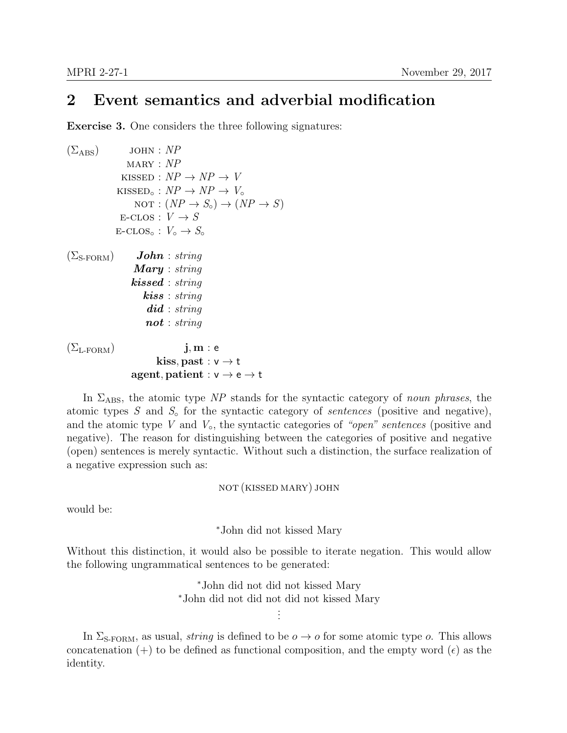## 2 Event semantics and adverbial modification

**Exercise 3.** One considers the three following signatures:

$$
(\Sigma_{\text{ABS}}) \qquad
\begin{aligned}
\text{JOHN} &: NP \\
\text{MARY} &: NP \\
\text{KISSED} &: NP \to NP \to V \\
\text{KISSED}_\circ &: NP \to NP \to V_\circ \\
\text{NOT} &: (NP \to S_\circ) \to (NP \to S) \\
\text{E-CLOS} &: V \to S \\
\text{E-CLOS}_\circ &: V_\circ \to S_\circ
\end{aligned}
$$

$$
(\Sigma_{\text{S-FORM}}) \qquad
\begin{aligned}
\boldsymbol{John} &: \mathit{string} \\
\boldsymbol{Mary} &: \mathit{string} \\
\boldsymbol{kissed} &: \mathit{string} \\
\boldsymbol{kiss} &: \mathit{string} \\
\boldsymbol{did} &: \mathit{string} \\
\boldsymbol{not} &: \mathit{string}
\end{aligned}
$$

$$
(\Sigma_{\text{L-FORM}}) \qquad
\begin{aligned}
\mathbf{j}, \mathbf{m} &: \mathsf{e} \\
\mathbf{kiss}, \mathbf{past} &: \mathsf{v} \to \mathsf{t} \\
\mathbf{agent}, \mathbf{patient} &: \mathsf{v} \to \mathsf{e} \to \mathsf{t}
\end{aligned}
$$

In $\Sigma_{\text{ABS}}$, the atomic type $NP$ stands for the syntactic category of *noun phrases*, the atomic types $S$ and $S_\circ$ for the syntactic category of *sentences* (positive and negative), and the atomic type $V$ and $V_\circ$, the syntactic categories of *"open" sentences* (positive and negative). The reason for distinguishing between the categories of positive and negative (open) sentences is merely syntactic. Without such a distinction, the surface realization of a negative expression such as:

$$\text{NOT}\,(\text{KISSED MARY})\,\text{JOHN}$$

would be:

\*John did not kissed Mary

Without this distinction, it would also be possible to iterate negation. This would allow the following ungrammatical sentences to be generated:

\*John did not did not kissed Mary
\*John did not did not did not kissed Mary
⋮

In $\Sigma_{\text{S-FORM}}$, as usual, *string* is defined to be $o \to o$ for some atomic type $o$. This allows concatenation ($+$) to be defined as functional composition, and the empty word ($\epsilon$) as the identity.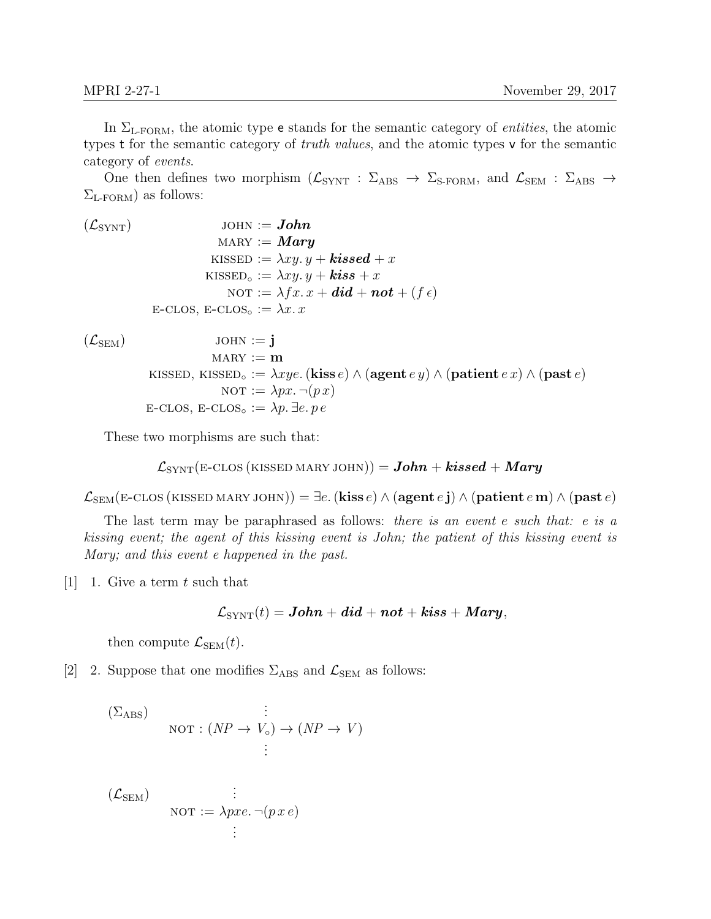In $\Sigma_{\text{L-FORM}}$, the atomic type $\mathsf{e}$ stands for the semantic category of *entities*, the atomic types $\mathsf{t}$ for the semantic category of *truth values*, and the atomic types $\mathsf{v}$ for the semantic category of *events*.

One then defines two morphism ($\mathcal{L}_{\text{SYNT}} : \Sigma_{\text{ABS}} \to \Sigma_{\text{S-FORM}}$, and $\mathcal{L}_{\text{SEM}} : \Sigma_{\text{ABS}} \to \Sigma_{\text{L-FORM}}$) as follows:

$$(\mathcal{L}_{\text{SYNT}}) \qquad \begin{aligned} \text{JOHN} &:= \boldsymbol{John} \\ \text{MARY} &:= \boldsymbol{Mary} \\ \text{KISSED} &:= \lambda xy.\, y + \boldsymbol{kissed} + x \\ \text{KISSED}_\circ &:= \lambda xy.\, y + \boldsymbol{kiss} + x \\ \text{NOT} &:= \lambda fx.\, x + \boldsymbol{did} + \boldsymbol{not} + (f\, \epsilon) \\ \text{E-CLOS},\ \text{E-CLOS}_\circ &:= \lambda x.\, x \end{aligned}$$

$$(\mathcal{L}_{\text{SEM}}) \qquad \begin{aligned} \text{JOHN} &:= \mathbf{j} \\ \text{MARY} &:= \mathbf{m} \\ \text{KISSED},\ \text{KISSED}_\circ &:= \lambda xye.\, (\mathbf{kiss}\, e) \wedge (\mathbf{agent}\, e\, y) \wedge (\mathbf{patient}\, e\, x) \wedge (\mathbf{past}\, e) \\ \text{NOT} &:= \lambda px.\, \neg(p\, x) \\ \text{E-CLOS},\ \text{E-CLOS}_\circ &:= \lambda p.\, \exists e.\, p\, e \end{aligned}$$

These two morphisms are such that:

$$\mathcal{L}_{\text{SYNT}}(\text{E-CLOS}\,(\text{KISSED MARY JOHN})) = \boldsymbol{John} + \boldsymbol{kissed} + \boldsymbol{Mary}$$

$$\mathcal{L}_{\text{SEM}}(\text{E-CLOS}\,(\text{KISSED MARY JOHN})) = \exists e.\, (\mathbf{kiss}\, e) \wedge (\mathbf{agent}\, e\, \mathbf{j}) \wedge (\mathbf{patient}\, e\, \mathbf{m}) \wedge (\mathbf{past}\, e)$$

The last term may be paraphrased as follows: *there is an event e such that: e is a kissing event; the agent of this kissing event is John; the patient of this kissing event is Mary; and this event e happened in the past.*

[1] 1. Give a term $t$ such that

$$\mathcal{L}_{\text{SYNT}}(t) = \boldsymbol{John} + \boldsymbol{did} + \boldsymbol{not} + \boldsymbol{kiss} + \boldsymbol{Mary},$$

then compute $\mathcal{L}_{\text{SEM}}(t)$.

[2] 2. Suppose that one modifies $\Sigma_{\text{ABS}}$ and $\mathcal{L}_{\text{SEM}}$ as follows:

$$(\Sigma_{\text{ABS}}) \qquad \begin{aligned} &\vdots \\ \text{NOT} &: (NP \to V_\circ) \to (NP \to V) \\ &\vdots \end{aligned}$$

$$(\mathcal{L}_{\text{SEM}}) \qquad \begin{aligned} &\vdots \\ \text{NOT} &:= \lambda pxe.\, \neg(p\, x\, e) \\ &\vdots \end{aligned}$$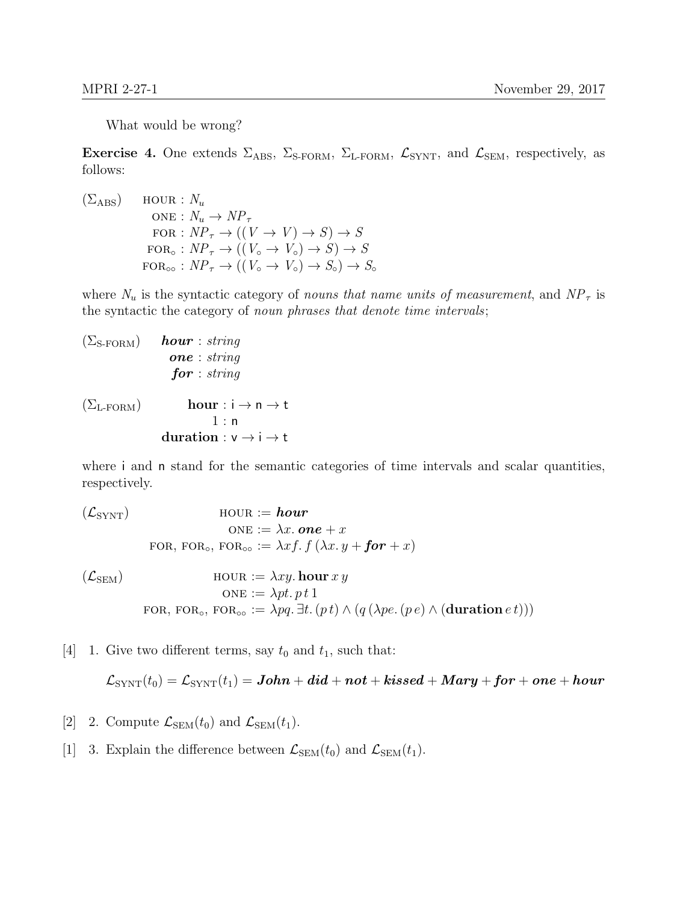What would be wrong?

**Exercise 4.** One extends $\Sigma_{\text{ABS}}$, $\Sigma_{\text{S-FORM}}$, $\Sigma_{\text{L-FORM}}$, $\mathcal{L}_{\text{SYNT}}$, and $\mathcal{L}_{\text{SEM}}$, respectively, as follows:

$$
(\Sigma_{\text{ABS}}) \qquad
\begin{aligned}
\textsc{hour} &: N_u \\
\textsc{one} &: N_u \to NP_\tau \\
\textsc{for} &: NP_\tau \to ((V \to V) \to S) \to S \\
\textsc{for}_\circ &: NP_\tau \to ((V_\circ \to V_\circ) \to S) \to S \\
\textsc{for}_{\circ\circ} &: NP_\tau \to ((V_\circ \to V_\circ) \to S_\circ) \to S_\circ
\end{aligned}
$$

where $N_u$ is the syntactic category of *nouns that name units of measurement*, and $NP_\tau$ is the syntactic the category of *noun phrases that denote time intervals*;

$$
(\Sigma_{\text{S-FORM}}) \qquad
\begin{aligned}
\textbf{\textit{hour}} &: \textit{string} \\
\textbf{\textit{one}} &: \textit{string} \\
\textbf{\textit{for}} &: \textit{string}
\end{aligned}
$$

$$
(\Sigma_{\text{L-FORM}}) \qquad
\begin{aligned}
\textbf{hour} &: \mathsf{i} \to \mathsf{n} \to \mathsf{t} \\
1 &: \mathsf{n} \\
\textbf{duration} &: \mathsf{v} \to \mathsf{i} \to \mathsf{t}
\end{aligned}
$$

where $\mathsf{i}$ and $\mathsf{n}$ stand for the semantic categories of time intervals and scalar quantities, respectively.

$$
(\mathcal{L}_{\text{SYNT}}) \qquad
\begin{aligned}
\textsc{hour} &:= \textbf{\textit{hour}} \\
\textsc{one} &:= \lambda x.\, \textbf{\textit{one}} + x \\
\textsc{for},\ \textsc{for}_\circ,\ \textsc{for}_{\circ\circ} &:= \lambda x f.\, f\,(\lambda x.\, y + \textbf{\textit{for}} + x)
\end{aligned}
$$

$$
(\mathcal{L}_{\text{SEM}}) \qquad
\begin{aligned}
\textsc{hour} &:= \lambda xy.\, \textbf{hour}\, x\, y \\
\textsc{one} &:= \lambda pt.\, p\, t\, 1 \\
\textsc{for},\ \textsc{for}_\circ,\ \textsc{for}_{\circ\circ} &:= \lambda pq.\, \exists t.\, (p\, t) \wedge (q\, (\lambda pe.\, (p\, e) \wedge (\textbf{duration}\, e\, t)))
\end{aligned}
$$

[4] 1. Give two different terms, say $t_0$ and $t_1$, such that:

$$\mathcal{L}_{\text{SYNT}}(t_0) = \mathcal{L}_{\text{SYNT}}(t_1) = \textbf{\textit{John}} + \textbf{\textit{did}} + \textbf{\textit{not}} + \textbf{\textit{kissed}} + \textbf{\textit{Mary}} + \textbf{\textit{for}} + \textbf{\textit{one}} + \textbf{\textit{hour}}$$

[2] 2. Compute $\mathcal{L}_{\text{SEM}}(t_0)$ and $\mathcal{L}_{\text{SEM}}(t_1)$.

[1] 3. Explain the difference between $\mathcal{L}_{\text{SEM}}(t_0)$ and $\mathcal{L}_{\text{SEM}}(t_1)$.